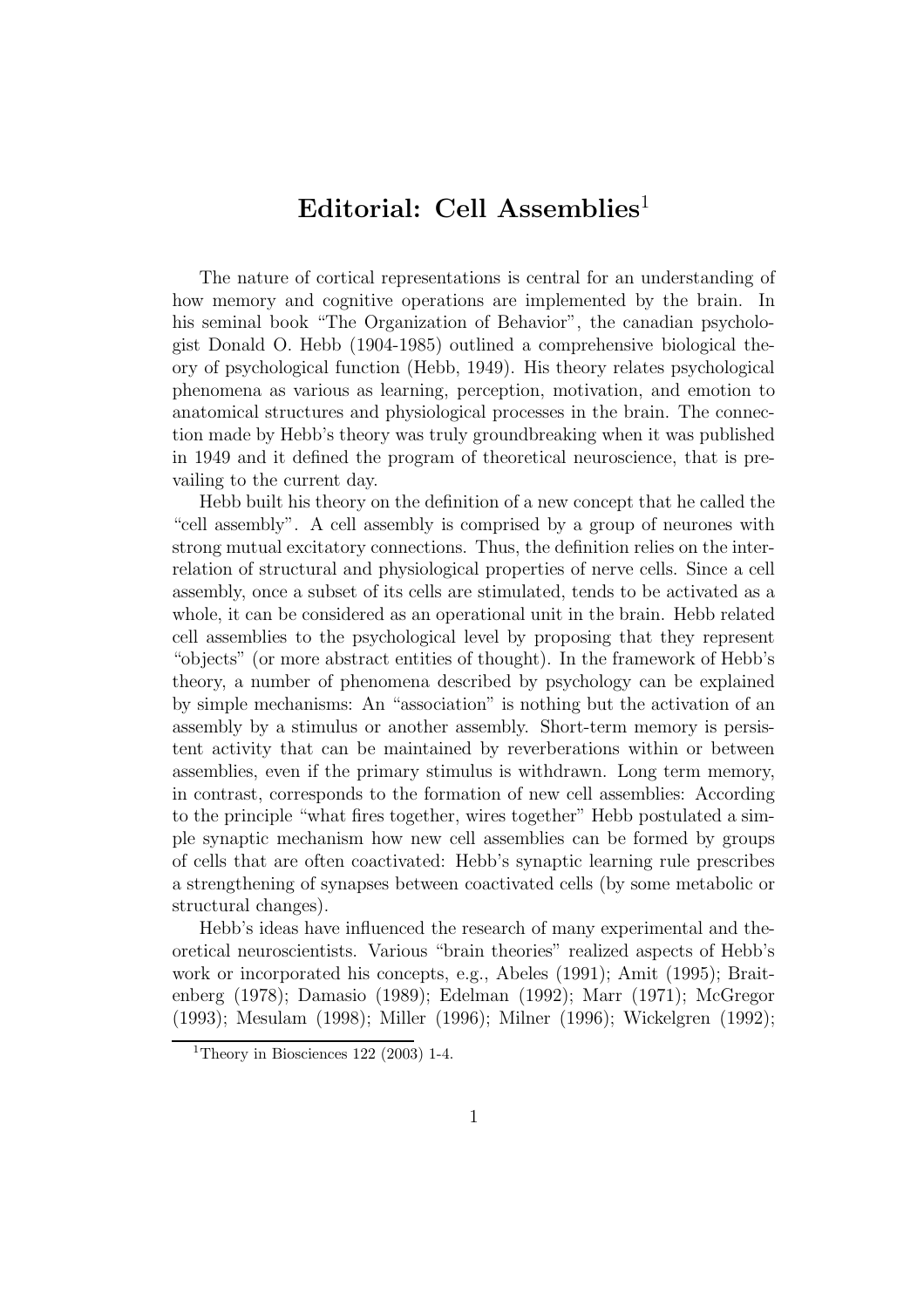# Editorial: Cell Assemblies[1]

The nature of cortical representations is central for an understanding of how memory and cognitive operations are implemented by the brain. In his seminal book "The Organization of Behavior", the canadian psychologist Donald O. Hebb (1904-1985) outlined a comprehensive biological theory of psychological function (Hebb, 1949). His theory relates psychological phenomena as various as learning, perception, motivation, and emotion to anatomical structures and physiological processes in the brain. The connection made by Hebb's theory was truly groundbreaking when it was published in 1949 and it defined the program of theoretical neuroscience, that is prevailing to the current day.

Hebb built his theory on the definition of a new concept that he called the "cell assembly". A cell assembly is comprised by a group of neurones with strong mutual excitatory connections. Thus, the definition relies on the interrelation of structural and physiological properties of nerve cells. Since a cell assembly, once a subset of its cells are stimulated, tends to be activated as a whole, it can be considered as an operational unit in the brain. Hebb related cell assemblies to the psychological level by proposing that they represent "objects" (or more abstract entities of thought). In the framework of Hebb's theory, a number of phenomena described by psychology can be explained by simple mechanisms: An "association" is nothing but the activation of an assembly by a stimulus or another assembly. Short-term memory is persistent activity that can be maintained by reverberations within or between assemblies, even if the primary stimulus is withdrawn. Long term memory, in contrast, corresponds to the formation of new cell assemblies: According to the principle "what fires together, wires together" Hebb postulated a simple synaptic mechanism how new cell assemblies can be formed by groups of cells that are often coactivated: Hebb's synaptic learning rule prescribes a strengthening of synapses between coactivated cells (by some metabolic or structural changes).

Hebb's ideas have influenced the research of many experimental and theoretical neuroscientists. Various "brain theories" realized aspects of Hebb's work or incorporated his concepts, e.g., Abeles (1991); Amit (1995); Braitenberg (1978); Damasio (1989); Edelman (1992); Marr (1971); McGregor (1993); Mesulam (1998); Miller (1996); Milner (1996); Wickelgren (1992);

[1] Theory in Biosciences 122 (2003) 1-4.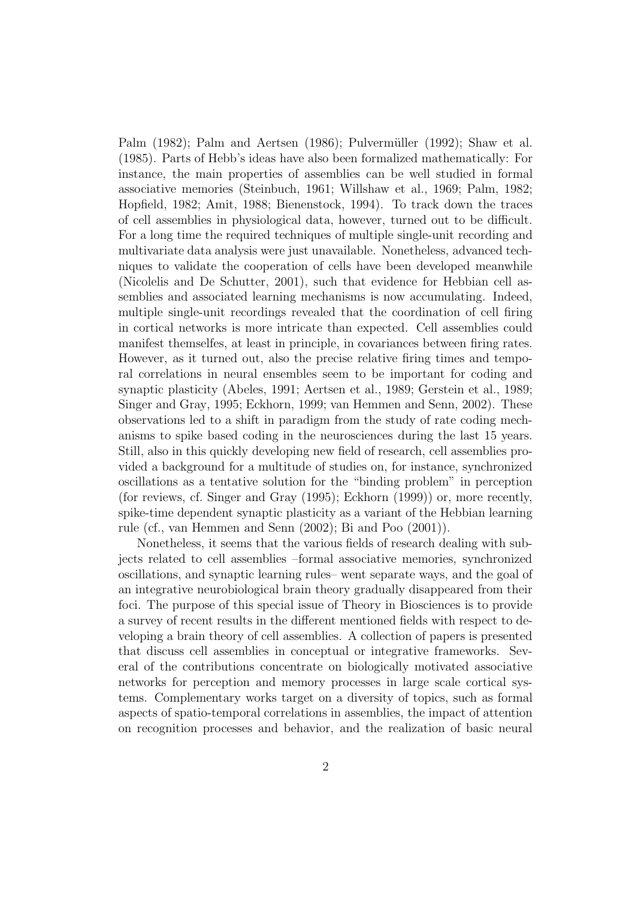Palm (1982); Palm and Aertsen (1986); Pulvermüller (1992); Shaw et al. (1985). Parts of Hebb's ideas have also been formalized mathematically: For instance, the main properties of assemblies can be well studied in formal associative memories (Steinbuch, 1961; Willshaw et al., 1969; Palm, 1982; Hopfield, 1982; Amit, 1988; Bienenstock, 1994). To track down the traces of cell assemblies in physiological data, however, turned out to be difficult. For a long time the required techniques of multiple single-unit recording and multivariate data analysis were just unavailable. Nonetheless, advanced techniques to validate the cooperation of cells have been developed meanwhile (Nicolelis and De Schutter, 2001), such that evidence for Hebbian cell assemblies and associated learning mechanisms is now accumulating. Indeed, multiple single-unit recordings revealed that the coordination of cell firing in cortical networks is more intricate than expected. Cell assemblies could manifest themselfes, at least in principle, in covariances between firing rates. However, as it turned out, also the precise relative firing times and temporal correlations in neural ensembles seem to be important for coding and synaptic plasticity (Abeles, 1991; Aertsen et al., 1989; Gerstein et al., 1989; Singer and Gray, 1995; Eckhorn, 1999; van Hemmen and Senn, 2002). These observations led to a shift in paradigm from the study of rate coding mechanisms to spike based coding in the neurosciences during the last 15 years. Still, also in this quickly developing new field of research, cell assemblies provided a background for a multitude of studies on, for instance, synchronized oscillations as a tentative solution for the "binding problem" in perception (for reviews, cf. Singer and Gray (1995); Eckhorn (1999)) or, more recently, spike-time dependent synaptic plasticity as a variant of the Hebbian learning rule (cf., van Hemmen and Senn (2002); Bi and Poo (2001)).

Nonetheless, it seems that the various fields of research dealing with subjects related to cell assemblies –formal associative memories, synchronized oscillations, and synaptic learning rules– went separate ways, and the goal of an integrative neurobiological brain theory gradually disappeared from their foci. The purpose of this special issue of Theory in Biosciences is to provide a survey of recent results in the different mentioned fields with respect to developing a brain theory of cell assemblies. A collection of papers is presented that discuss cell assemblies in conceptual or integrative frameworks. Several of the contributions concentrate on biologically motivated associative networks for perception and memory processes in large scale cortical systems. Complementary works target on a diversity of topics, such as formal aspects of spatio-temporal correlations in assemblies, the impact of attention on recognition processes and behavior, and the realization of basic neural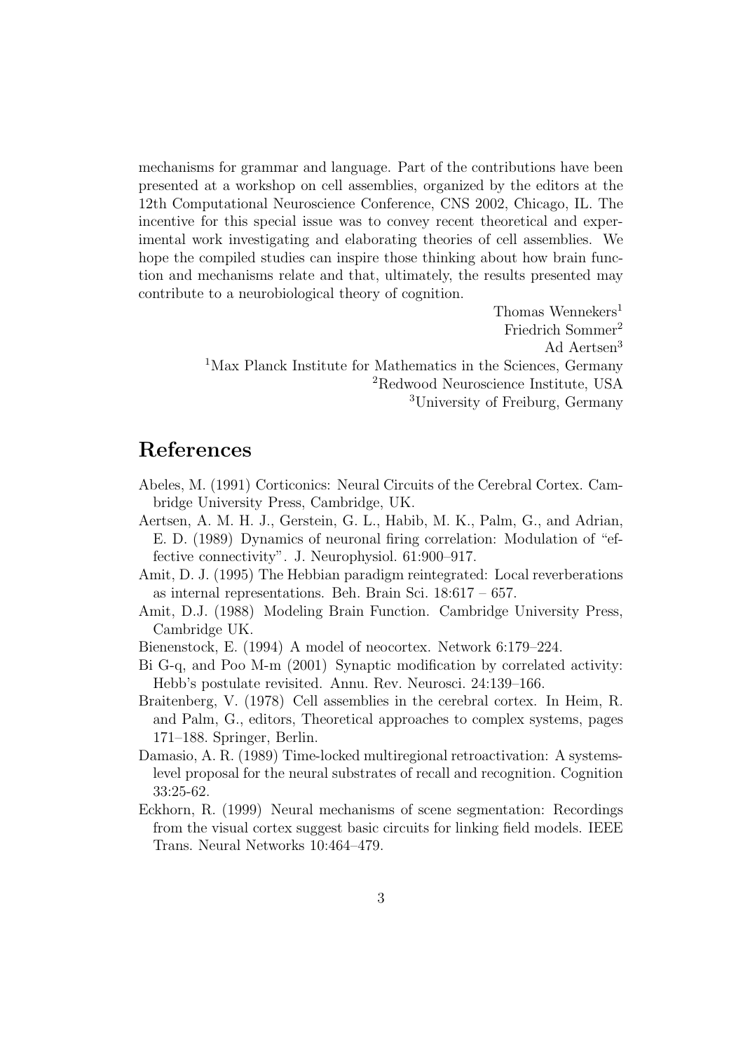mechanisms for grammar and language. Part of the contributions have been presented at a workshop on cell assemblies, organized by the editors at the 12th Computational Neuroscience Conference, CNS 2002, Chicago, IL. The incentive for this special issue was to convey recent theoretical and experimental work investigating and elaborating theories of cell assemblies. We hope the compiled studies can inspire those thinking about how brain function and mechanisms relate and that, ultimately, the results presented may contribute to a neurobiological theory of cognition.

Thomas Wennekers[1]
Friedrich Sommer[2]
Ad Aertsen[3]
[1]Max Planck Institute for Mathematics in the Sciences, Germany
[2]Redwood Neuroscience Institute, USA
[3]University of Freiburg, Germany

# References

Abeles, M. (1991) Corticonics: Neural Circuits of the Cerebral Cortex. Cambridge University Press, Cambridge, UK.

Aertsen, A. M. H. J., Gerstein, G. L., Habib, M. K., Palm, G., and Adrian, E. D. (1989) Dynamics of neuronal firing correlation: Modulation of "effective connectivity". J. Neurophysiol. 61:900–917.

Amit, D. J. (1995) The Hebbian paradigm reintegrated: Local reverberations as internal representations. Beh. Brain Sci. 18:617 – 657.

Amit, D.J. (1988) Modeling Brain Function. Cambridge University Press, Cambridge UK.

Bienenstock, E. (1994) A model of neocortex. Network 6:179–224.

Bi G-q, and Poo M-m (2001) Synaptic modification by correlated activity: Hebb's postulate revisited. Annu. Rev. Neurosci. 24:139–166.

Braitenberg, V. (1978) Cell assemblies in the cerebral cortex. In Heim, R. and Palm, G., editors, Theoretical approaches to complex systems, pages 171–188. Springer, Berlin.

Damasio, A. R. (1989) Time-locked multiregional retroactivation: A systems-level proposal for the neural substrates of recall and recognition. Cognition 33:25-62.

Eckhorn, R. (1999) Neural mechanisms of scene segmentation: Recordings from the visual cortex suggest basic circuits for linking field models. IEEE Trans. Neural Networks 10:464–479.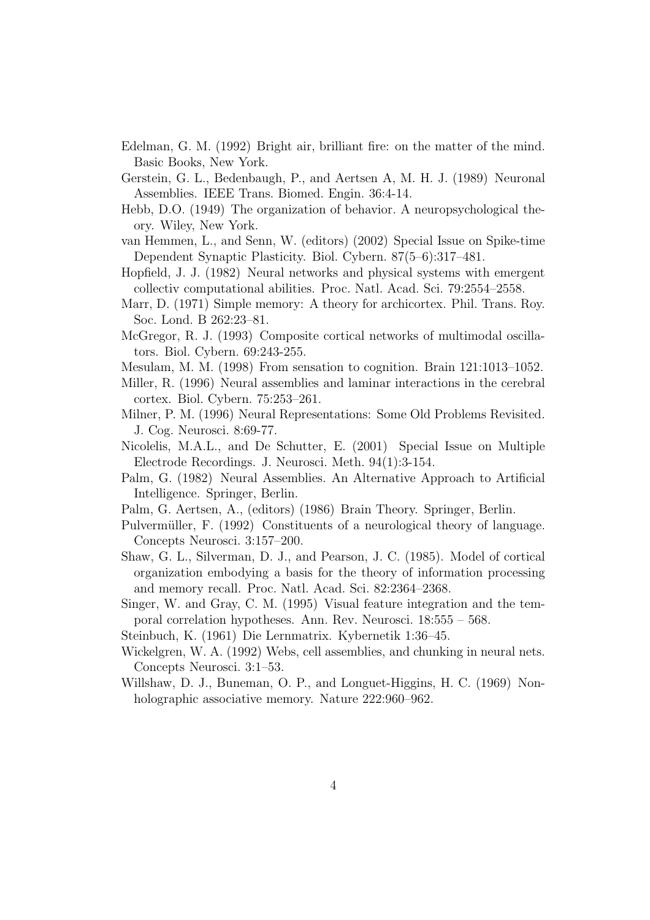Edelman, G. M. (1992) Bright air, brilliant fire: on the matter of the mind. Basic Books, New York.

Gerstein, G. L., Bedenbaugh, P., and Aertsen A, M. H. J. (1989) Neuronal Assemblies. IEEE Trans. Biomed. Engin. 36:4-14.

Hebb, D.O. (1949) The organization of behavior. A neuropsychological theory. Wiley, New York.

van Hemmen, L., and Senn, W. (editors) (2002) Special Issue on Spike-time Dependent Synaptic Plasticity. Biol. Cybern. 87(5–6):317–481.

Hopfield, J. J. (1982) Neural networks and physical systems with emergent collectiv computational abilities. Proc. Natl. Acad. Sci. 79:2554–2558.

Marr, D. (1971) Simple memory: A theory for archicortex. Phil. Trans. Roy. Soc. Lond. B 262:23–81.

McGregor, R. J. (1993) Composite cortical networks of multimodal oscillators. Biol. Cybern. 69:243-255.

Mesulam, M. M. (1998) From sensation to cognition. Brain 121:1013–1052.

Miller, R. (1996) Neural assemblies and laminar interactions in the cerebral cortex. Biol. Cybern. 75:253–261.

Milner, P. M. (1996) Neural Representations: Some Old Problems Revisited. J. Cog. Neurosci. 8:69-77.

Nicolelis, M.A.L., and De Schutter, E. (2001) Special Issue on Multiple Electrode Recordings. J. Neurosci. Meth. 94(1):3-154.

Palm, G. (1982) Neural Assemblies. An Alternative Approach to Artificial Intelligence. Springer, Berlin.

Palm, G. Aertsen, A., (editors) (1986) Brain Theory. Springer, Berlin.

Pulvermüller, F. (1992) Constituents of a neurological theory of language. Concepts Neurosci. 3:157–200.

Shaw, G. L., Silverman, D. J., and Pearson, J. C. (1985). Model of cortical organization embodying a basis for the theory of information processing and memory recall. Proc. Natl. Acad. Sci. 82:2364–2368.

Singer, W. and Gray, C. M. (1995) Visual feature integration and the temporal correlation hypotheses. Ann. Rev. Neurosci. 18:555 – 568.

Steinbuch, K. (1961) Die Lernmatrix. Kybernetik 1:36–45.

Wickelgren, W. A. (1992) Webs, cell assemblies, and chunking in neural nets. Concepts Neurosci. 3:1–53.

Willshaw, D. J., Buneman, O. P., and Longuet-Higgins, H. C. (1969) Nonholographic associative memory. Nature 222:960–962.